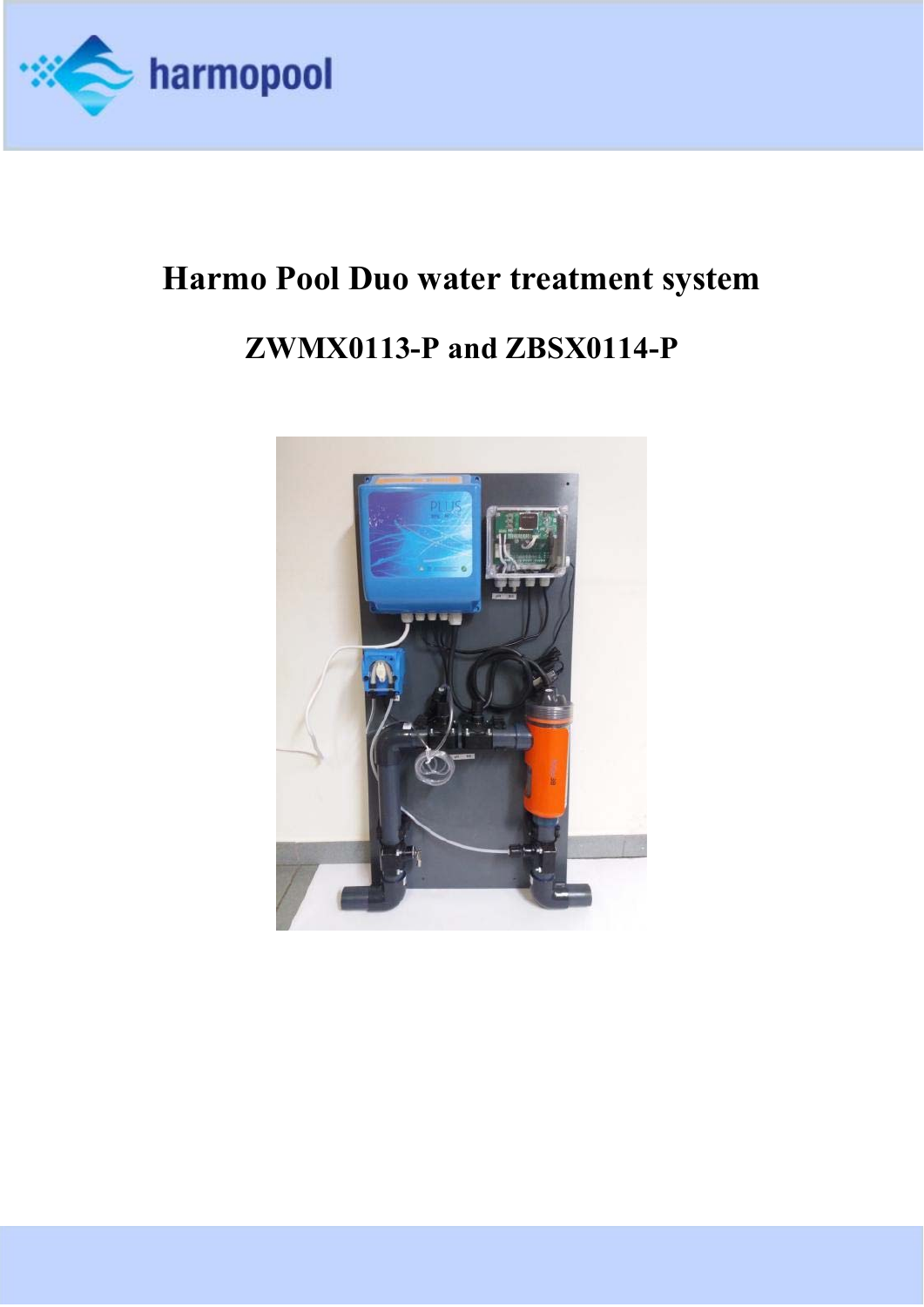# Harmo Pool Duo water treatment system

## ZWMX0113-P and ZBSX0114-P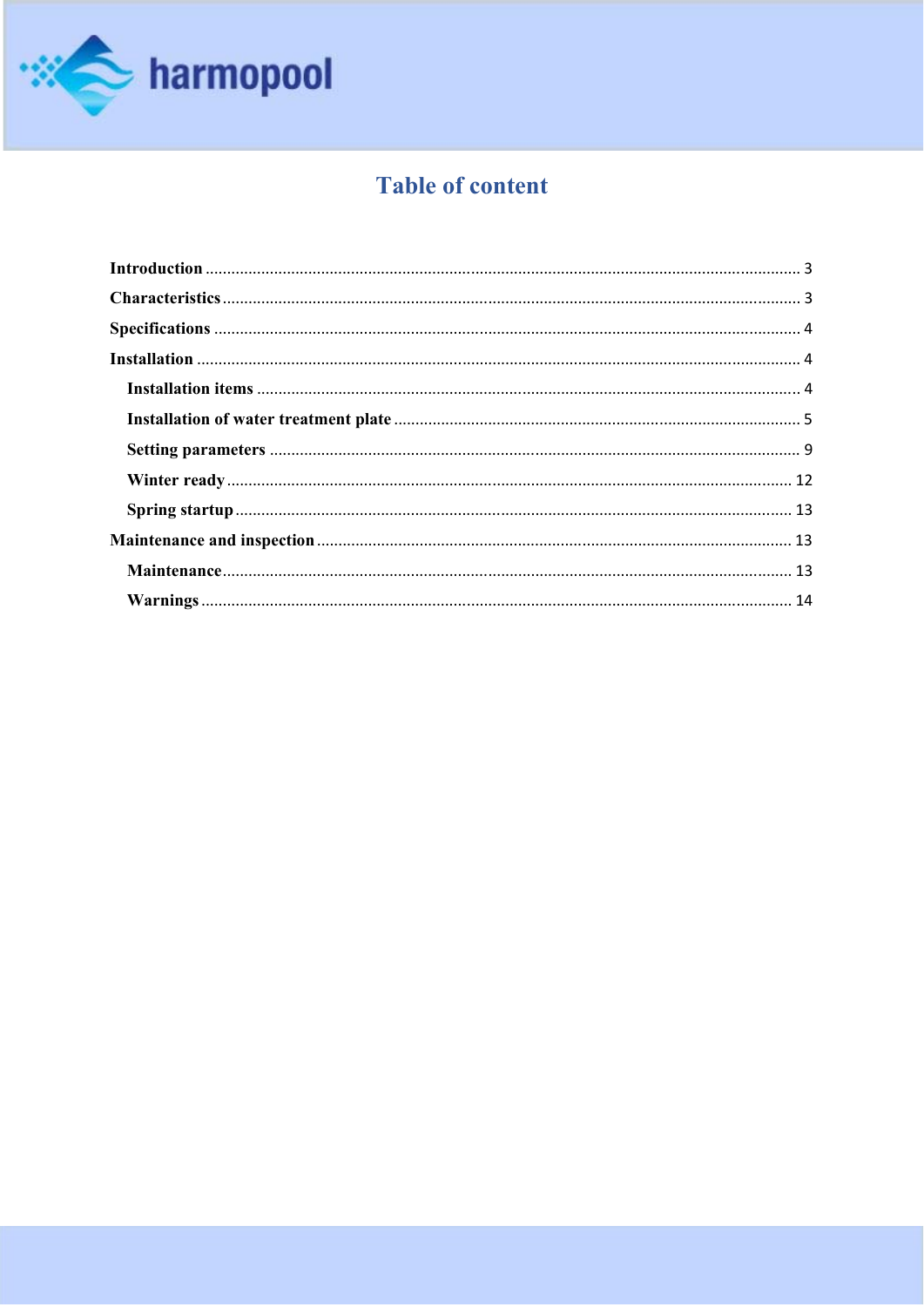# Table of content

**Introduction** ........................................................................................................................................ 3

**Characteristics** ..................................................................................................................................... 3

**Specifications** ...................................................................................................................................... 4

**Installation** .......................................................................................................................................... 4

- **Installation items** ............................................................................................................................ 4
- **Installation of water treatment plate** .............................................................................................. 5
- **Setting parameters** ......................................................................................................................... 9
- **Winter ready** .................................................................................................................................. 12
- **Spring startup** ................................................................................................................................ 13

**Maintenance and inspection** ............................................................................................................. 13

- **Maintenance** .................................................................................................................................. 13
- **Warnings** ........................................................................................................................................ 14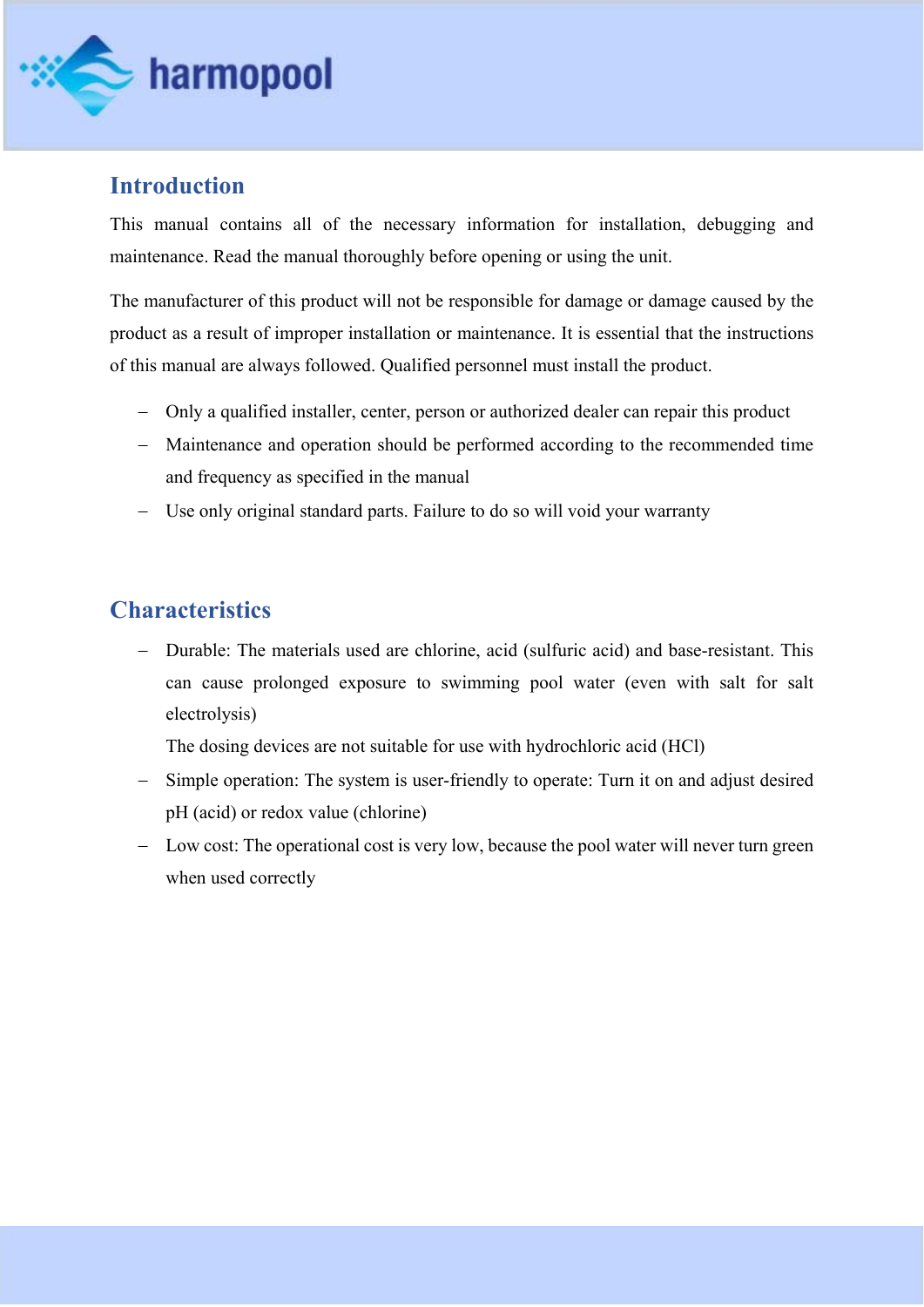## Introduction

This manual contains all of the necessary information for installation, debugging and maintenance. Read the manual thoroughly before opening or using the unit.

The manufacturer of this product will not be responsible for damage or damage caused by the product as a result of improper installation or maintenance. It is essential that the instructions of this manual are always followed. Qualified personnel must install the product.

- Only a qualified installer, center, person or authorized dealer can repair this product
- Maintenance and operation should be performed according to the recommended time and frequency as specified in the manual
- Use only original standard parts. Failure to do so will void your warranty

## Characteristics

- Durable: The materials used are chlorine, acid (sulfuric acid) and base-resistant. This can cause prolonged exposure to swimming pool water (even with salt for salt electrolysis)

  The dosing devices are not suitable for use with hydrochloric acid (HCl)
- Simple operation: The system is user-friendly to operate: Turn it on and adjust desired pH (acid) or redox value (chlorine)
- Low cost: The operational cost is very low, because the pool water will never turn green when used correctly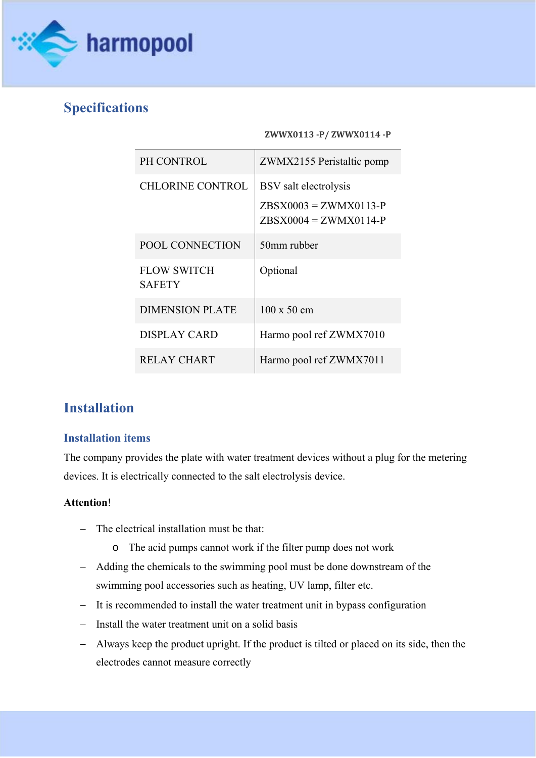## Specifications

| | ZWWX0113 -P/ ZWWX0114 -P |
|---|---|
| PH CONTROL | ZWMX2155 Peristaltic pomp |
| CHLORINE CONTROL | BSV salt electrolysis<br>ZBSX0003 = ZWMX0113-P<br>ZBSX0004 = ZWMX0114-P |
| POOL CONNECTION | 50mm rubber |
| FLOW SWITCH SAFETY | Optional |
| DIMENSION PLATE | 100 x 50 cm |
| DISPLAY CARD | Harmo pool ref ZWMX7010 |
| RELAY CHART | Harmo pool ref ZWMX7011 |

## Installation

### Installation items

The company provides the plate with water treatment devices without a plug for the metering devices. It is electrically connected to the salt electrolysis device.

**Attention**!

- The electrical installation must be that:
  - The acid pumps cannot work if the filter pump does not work
- Adding the chemicals to the swimming pool must be done downstream of the swimming pool accessories such as heating, UV lamp, filter etc.
- It is recommended to install the water treatment unit in bypass configuration
- Install the water treatment unit on a solid basis
- Always keep the product upright. If the product is tilted or placed on its side, then the electrodes cannot measure correctly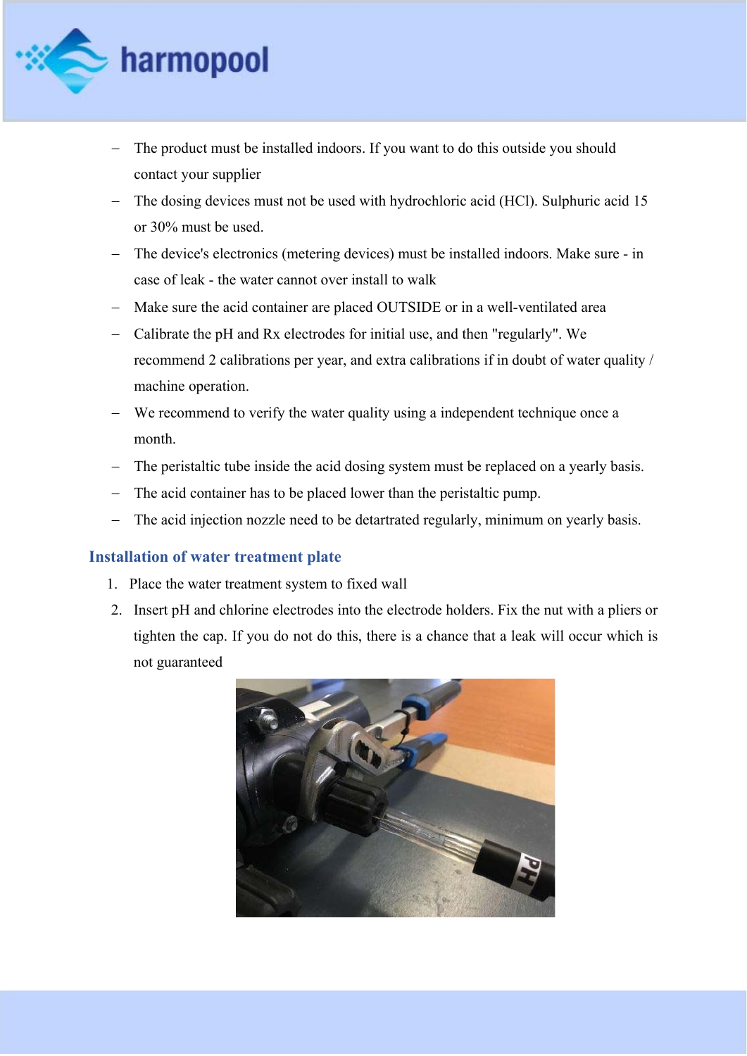- The product must be installed indoors. If you want to do this outside you should contact your supplier
- The dosing devices must not be used with hydrochloric acid (HCl). Sulphuric acid 15 or 30% must be used.
- The device's electronics (metering devices) must be installed indoors. Make sure - in case of leak - the water cannot over install to walk
- Make sure the acid container are placed OUTSIDE or in a well-ventilated area
- Calibrate the pH and Rx electrodes for initial use, and then "regularly". We recommend 2 calibrations per year, and extra calibrations if in doubt of water quality / machine operation.
- We recommend to verify the water quality using a independent technique once a month.
- The peristaltic tube inside the acid dosing system must be replaced on a yearly basis.
- The acid container has to be placed lower than the peristaltic pump.
- The acid injection nozzle need to be detartrated regularly, minimum on yearly basis.

## Installation of water treatment plate

1. Place the water treatment system to fixed wall
2. Insert pH and chlorine electrodes into the electrode holders. Fix the nut with a pliers or tighten the cap. If you do not do this, there is a chance that a leak will occur which is not guaranteed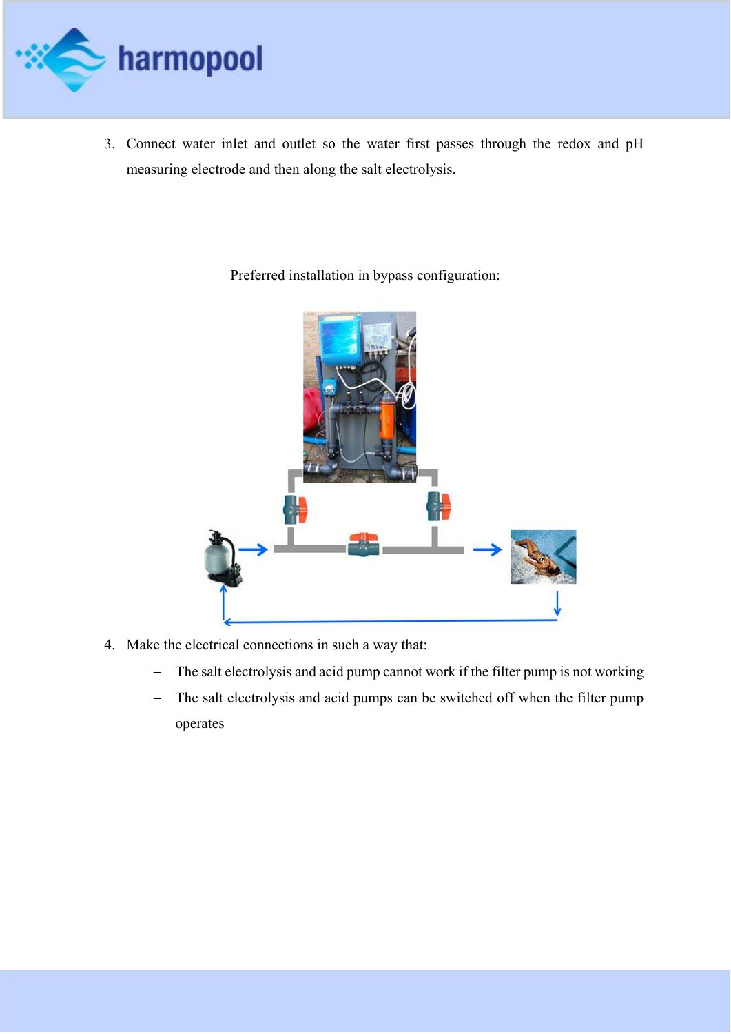3. Connect water inlet and outlet so the water first passes through the redox and pH measuring electrode and then along the salt electrolysis.

Preferred installation in bypass configuration:

4. Make the electrical connections in such a way that:
   - The salt electrolysis and acid pump cannot work if the filter pump is not working
   - The salt electrolysis and acid pumps can be switched off when the filter pump operates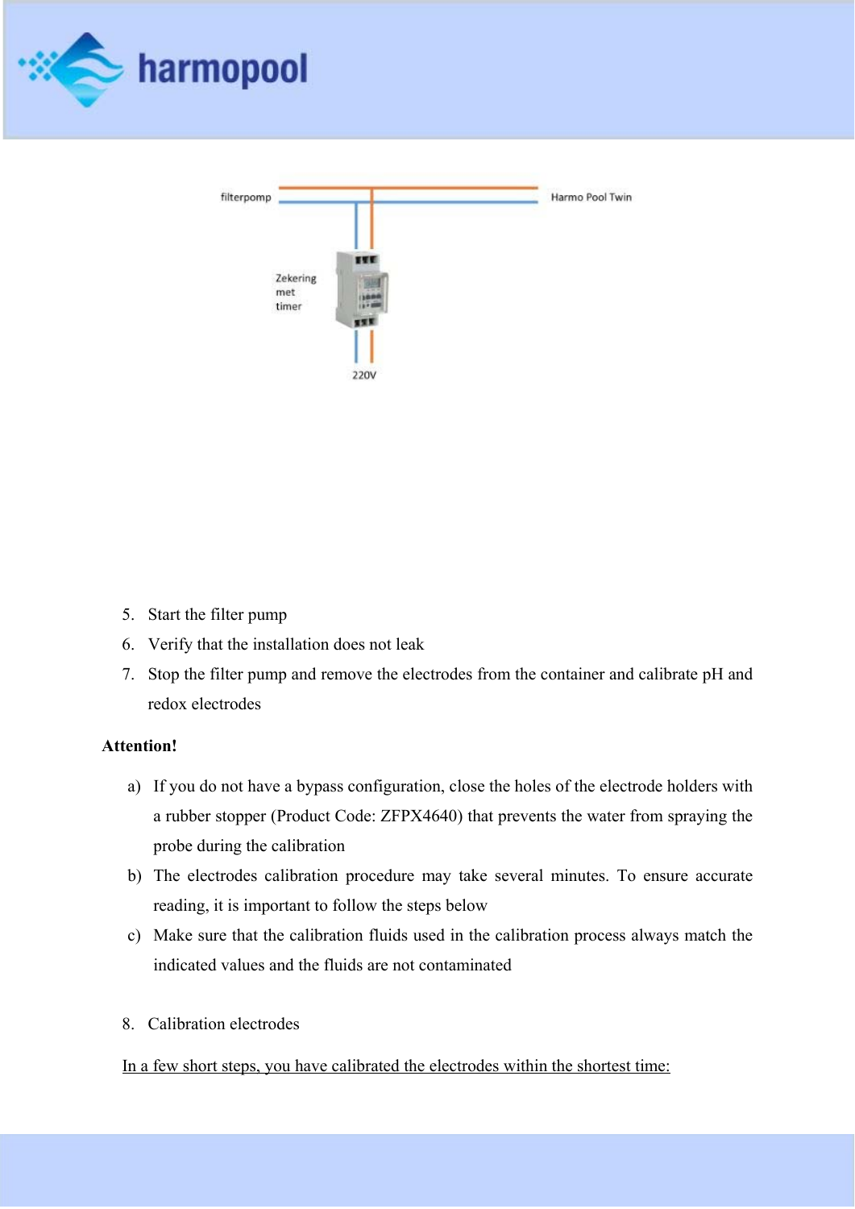5. Start the filter pump
6. Verify that the installation does not leak
7. Stop the filter pump and remove the electrodes from the container and calibrate pH and redox electrodes

**Attention!**

a) If you do not have a bypass configuration, close the holes of the electrode holders with a rubber stopper (Product Code: ZFPX4640) that prevents the water from spraying the probe during the calibration
b) The electrodes calibration procedure may take several minutes. To ensure accurate reading, it is important to follow the steps below
c) Make sure that the calibration fluids used in the calibration process always match the indicated values and the fluids are not contaminated

8. Calibration electrodes

<u>In a few short steps, you have calibrated the electrodes within the shortest time:</u>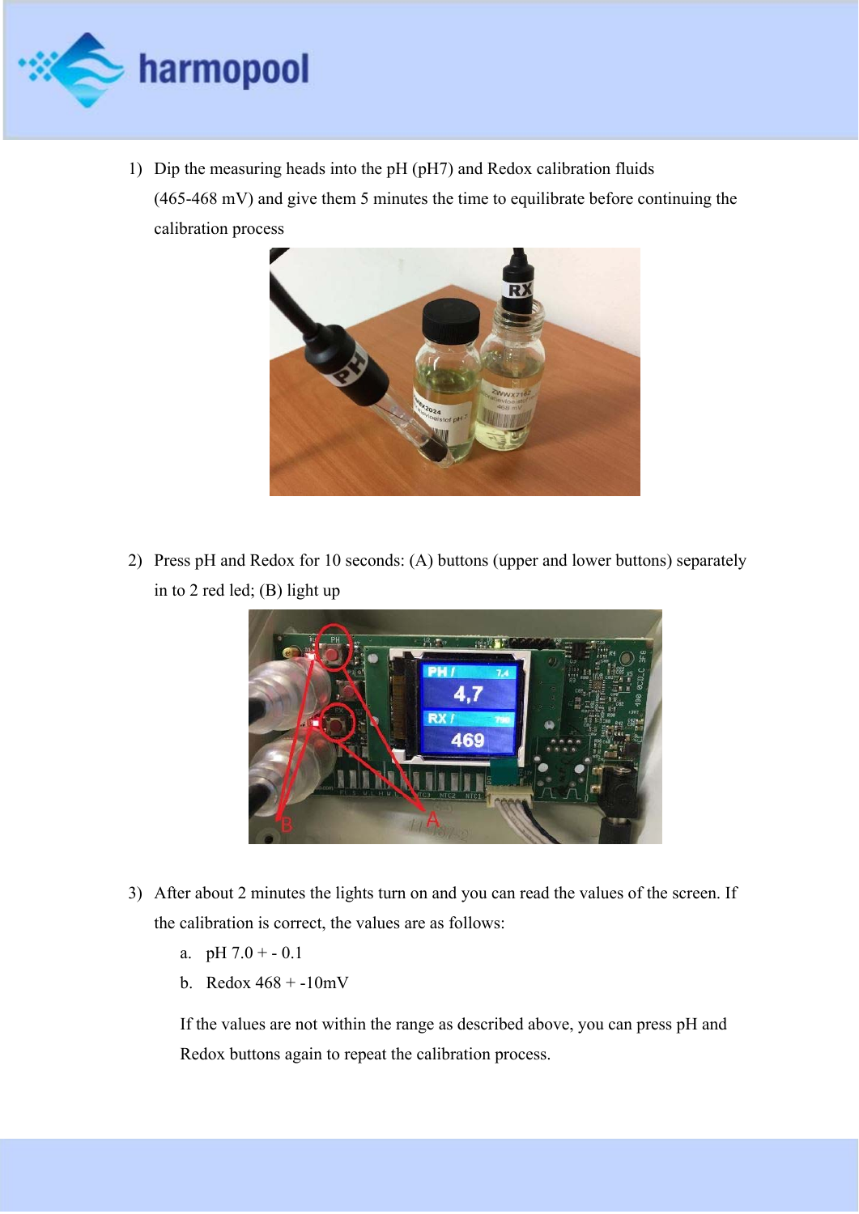1) Dip the measuring heads into the pH (pH7) and Redox calibration fluids (465-468 mV) and give them 5 minutes the time to equilibrate before continuing the calibration process

2) Press pH and Redox for 10 seconds: (A) buttons (upper and lower buttons) separately in to 2 red led; (B) light up

3) After about 2 minutes the lights turn on and you can read the values of the screen. If the calibration is correct, the values are as follows:
   a. pH 7.0 + - 0.1
   b. Redox 468 + -10mV

   If the values are not within the range as described above, you can press pH and Redox buttons again to repeat the calibration process.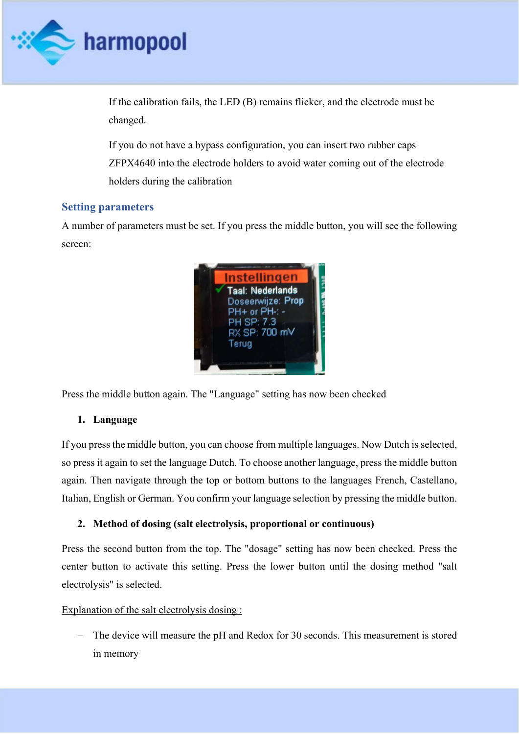If the calibration fails, the LED (B) remains flicker, and the electrode must be changed.

If you do not have a bypass configuration, you can insert two rubber caps ZFPX4640 into the electrode holders to avoid water coming out of the electrode holders during the calibration

## Setting parameters

A number of parameters must be set. If you press the middle button, you will see the following screen:

Press the middle button again. The "Language" setting has now been checked

1. **Language**

If you press the middle button, you can choose from multiple languages. Now Dutch is selected, so press it again to set the language Dutch. To choose another language, press the middle button again. Then navigate through the top or bottom buttons to the languages French, Castellano, Italian, English or German. You confirm your language selection by pressing the middle button.

2. **Method of dosing (salt electrolysis, proportional or continuous)**

Press the second button from the top. The "dosage" setting has now been checked. Press the center button to activate this setting. Press the lower button until the dosing method "salt electrolysis" is selected.

<u>Explanation of the salt electrolysis dosing :</u>

- The device will measure the pH and Redox for 30 seconds. This measurement is stored in memory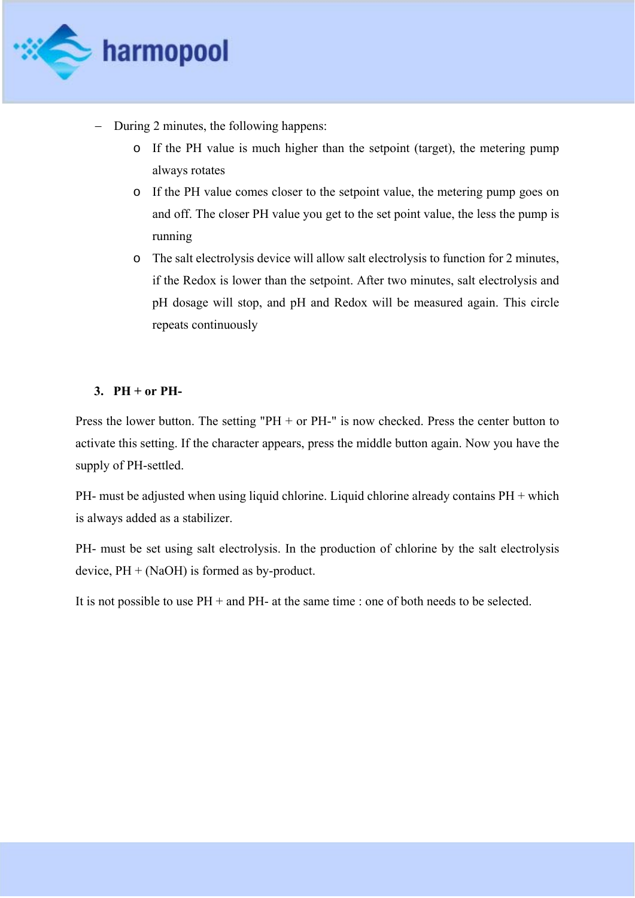- During 2 minutes, the following happens:
  - If the PH value is much higher than the setpoint (target), the metering pump always rotates
  - If the PH value comes closer to the setpoint value, the metering pump goes on and off. The closer PH value you get to the set point value, the less the pump is running
  - The salt electrolysis device will allow salt electrolysis to function for 2 minutes, if the Redox is lower than the setpoint. After two minutes, salt electrolysis and pH dosage will stop, and pH and Redox will be measured again. This circle repeats continuously

### 3. PH + or PH-

Press the lower button. The setting "PH + or PH-" is now checked. Press the center button to activate this setting. If the character appears, press the middle button again. Now you have the supply of PH-settled.

PH- must be adjusted when using liquid chlorine. Liquid chlorine already contains PH + which is always added as a stabilizer.

PH- must be set using salt electrolysis. In the production of chlorine by the salt electrolysis device, PH + ($NaOH$) is formed as by-product.

It is not possible to use PH + and PH- at the same time : one of both needs to be selected.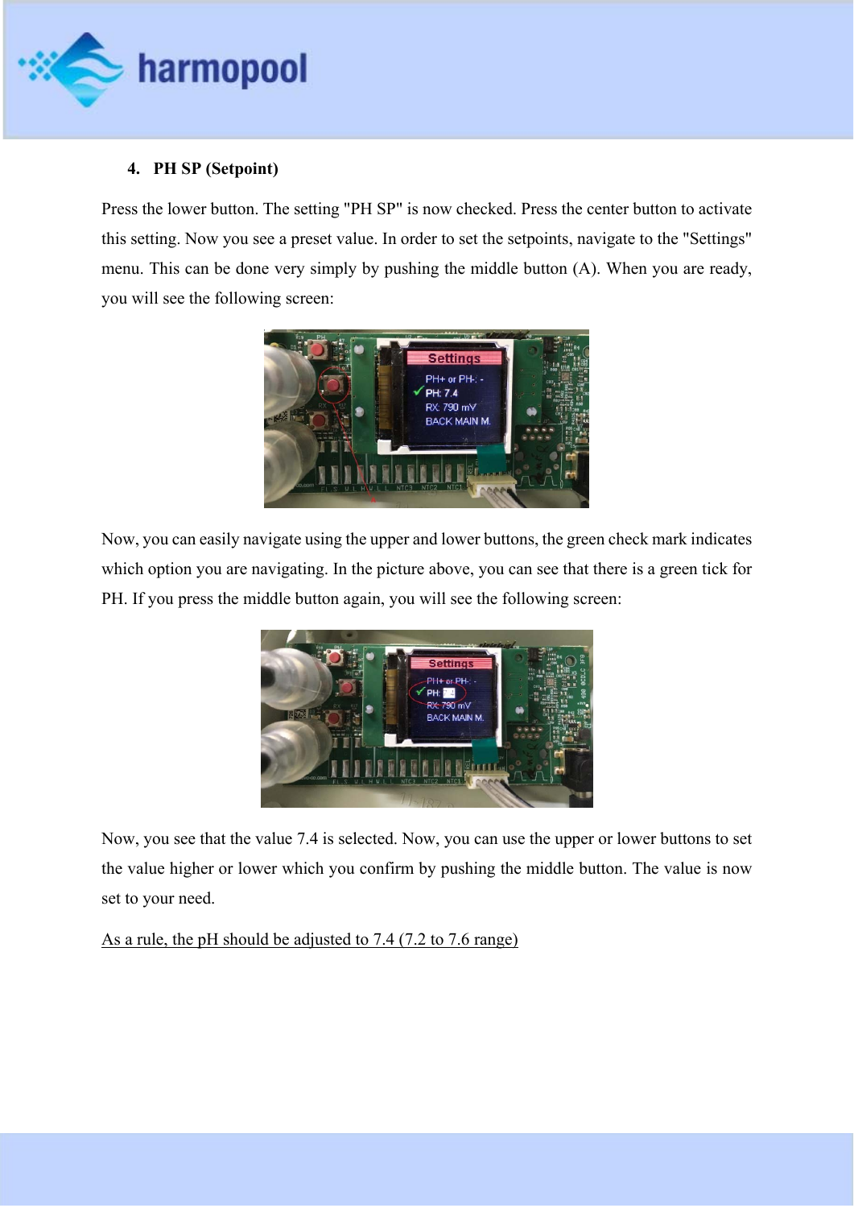## 4. PH SP (Setpoint)

Press the lower button. The setting "PH SP" is now checked. Press the center button to activate this setting. Now you see a preset value. In order to set the setpoints, navigate to the "Settings" menu. This can be done very simply by pushing the middle button (A). When you are ready, you will see the following screen:

Now, you can easily navigate using the upper and lower buttons, the green check mark indicates which option you are navigating. In the picture above, you can see that there is a green tick for PH. If you press the middle button again, you will see the following screen:

Now, you see that the value 7.4 is selected. Now, you can use the upper or lower buttons to set the value higher or lower which you confirm by pushing the middle button. The value is now set to your need.

As a rule, the pH should be adjusted to 7.4 (7.2 to 7.6 range)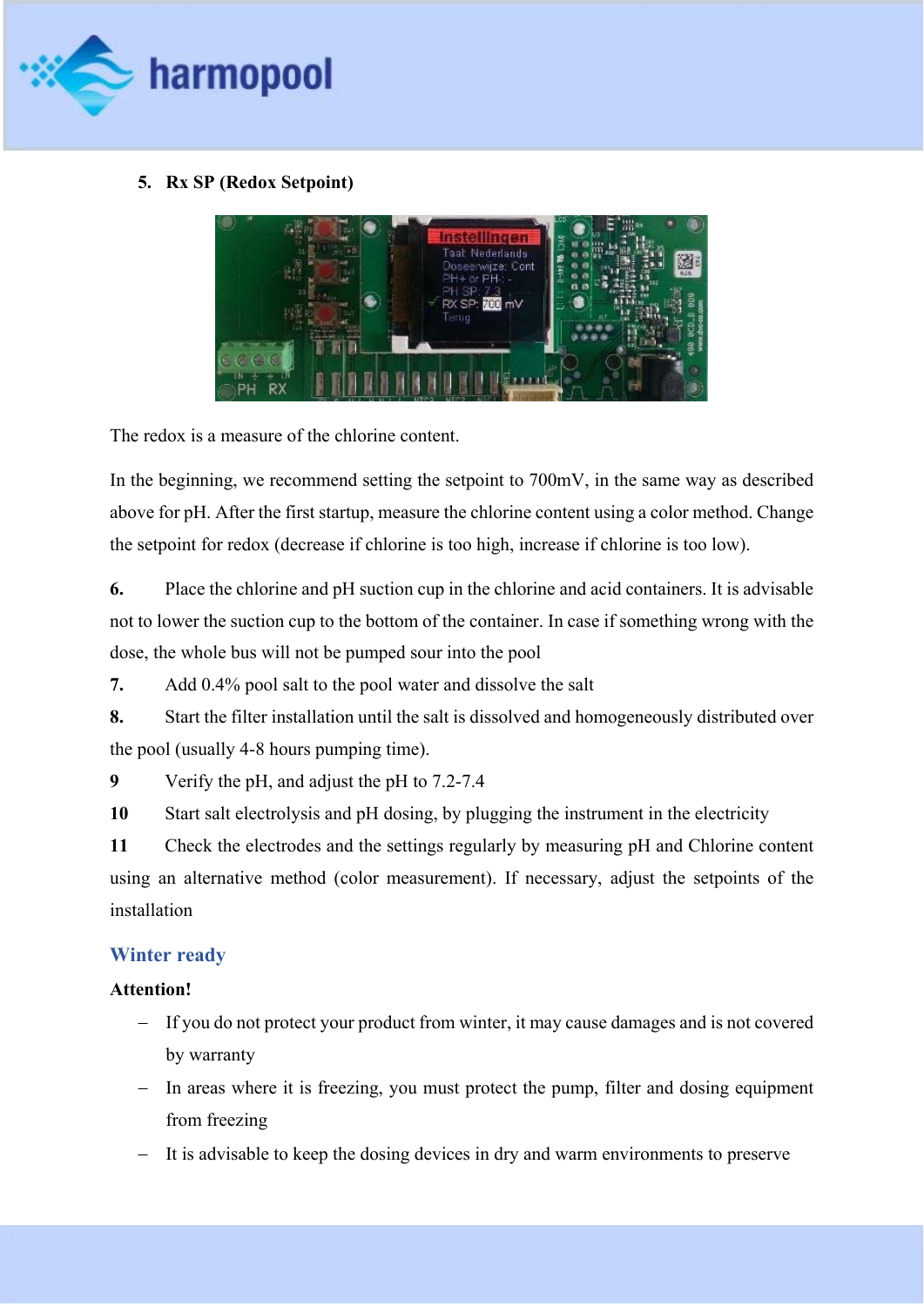5. **Rx SP (Redox Setpoint)**

The redox is a measure of the chlorine content.

In the beginning, we recommend setting the setpoint to 700mV, in the same way as described above for pH. After the first startup, measure the chlorine content using a color method. Change the setpoint for redox (decrease if chlorine is too high, increase if chlorine is too low).

**6.** Place the chlorine and pH suction cup in the chlorine and acid containers. It is advisable not to lower the suction cup to the bottom of the container. In case if something wrong with the dose, the whole bus will not be pumped sour into the pool

**7.** Add 0.4% pool salt to the pool water and dissolve the salt

**8.** Start the filter installation until the salt is dissolved and homogeneously distributed over the pool (usually 4-8 hours pumping time).

**9** Verify the pH, and adjust the pH to 7.2-7.4

**10** Start salt electrolysis and pH dosing, by plugging the instrument in the electricity

**11** Check the electrodes and the settings regularly by measuring pH and Chlorine content using an alternative method (color measurement). If necessary, adjust the setpoints of the installation

## Winter ready

**Attention!**

- If you do not protect your product from winter, it may cause damages and is not covered by warranty
- In areas where it is freezing, you must protect the pump, filter and dosing equipment from freezing
- It is advisable to keep the dosing devices in dry and warm environments to preserve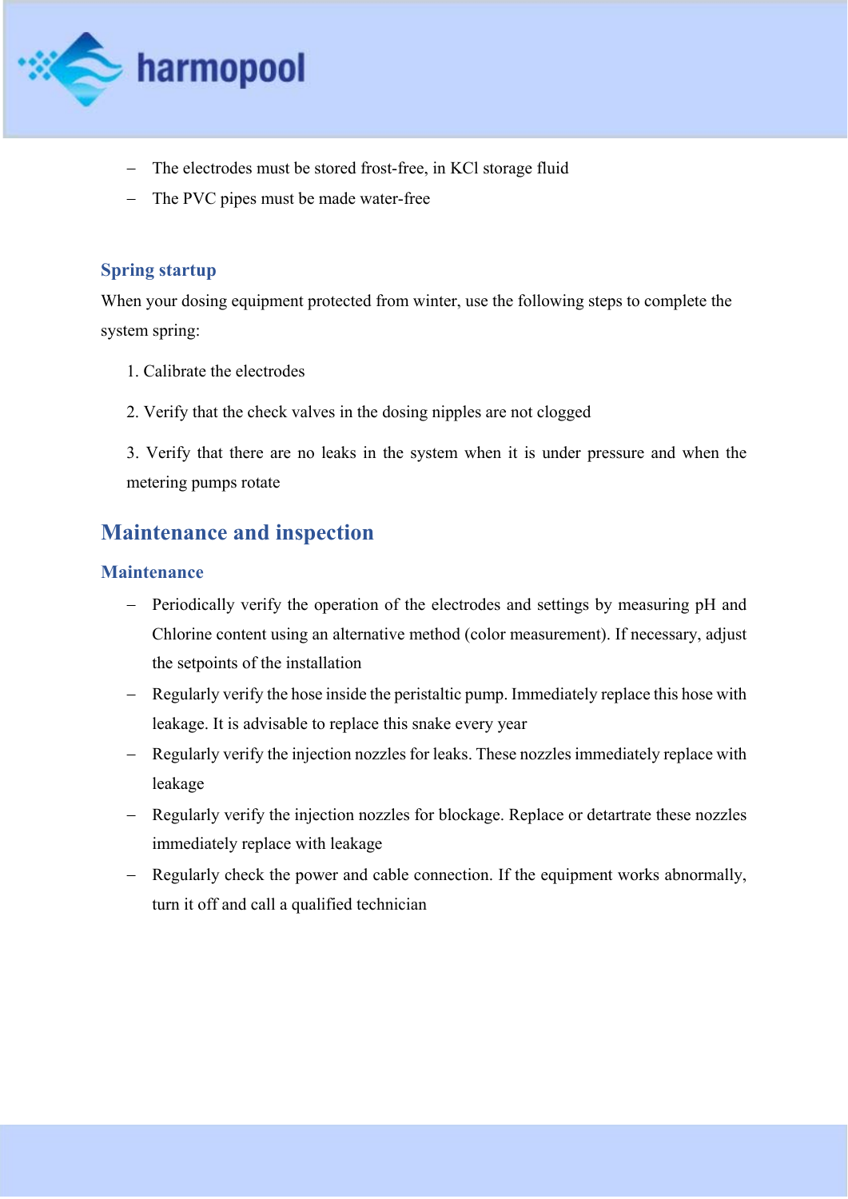- The electrodes must be stored frost-free, in KCl storage fluid
- The PVC pipes must be made water-free

### Spring startup

When your dosing equipment protected from winter, use the following steps to complete the system spring:

1. Calibrate the electrodes
2. Verify that the check valves in the dosing nipples are not clogged
3. Verify that there are no leaks in the system when it is under pressure and when the metering pumps rotate

## Maintenance and inspection

### Maintenance

- Periodically verify the operation of the electrodes and settings by measuring pH and Chlorine content using an alternative method (color measurement). If necessary, adjust the setpoints of the installation
- Regularly verify the hose inside the peristaltic pump. Immediately replace this hose with leakage. It is advisable to replace this snake every year
- Regularly verify the injection nozzles for leaks. These nozzles immediately replace with leakage
- Regularly verify the injection nozzles for blockage. Replace or detartrate these nozzles immediately replace with leakage
- Regularly check the power and cable connection. If the equipment works abnormally, turn it off and call a qualified technician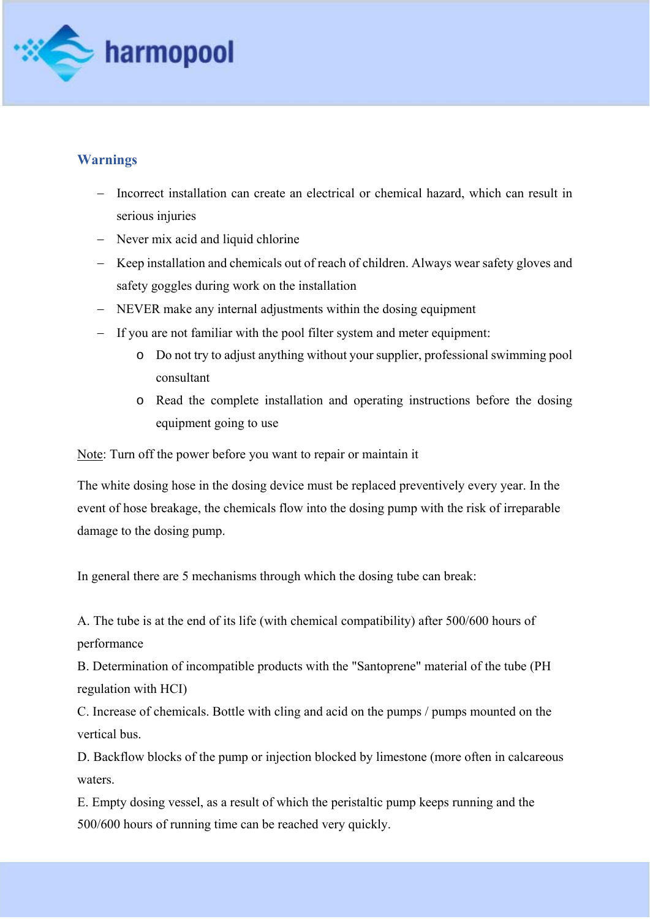## Warnings

- Incorrect installation can create an electrical or chemical hazard, which can result in serious injuries
- Never mix acid and liquid chlorine
- Keep installation and chemicals out of reach of children. Always wear safety gloves and safety goggles during work on the installation
- NEVER make any internal adjustments within the dosing equipment
- If you are not familiar with the pool filter system and meter equipment:
  - Do not try to adjust anything without your supplier, professional swimming pool consultant
  - Read the complete installation and operating instructions before the dosing equipment going to use

Note: Turn off the power before you want to repair or maintain it

The white dosing hose in the dosing device must be replaced preventively every year. In the event of hose breakage, the chemicals flow into the dosing pump with the risk of irreparable damage to the dosing pump.

In general there are 5 mechanisms through which the dosing tube can break:

A. The tube is at the end of its life (with chemical compatibility) after 500/600 hours of performance
B. Determination of incompatible products with the "Santoprene" material of the tube (PH regulation with HCI)
C. Increase of chemicals. Bottle with cling and acid on the pumps / pumps mounted on the vertical bus.
D. Backflow blocks of the pump or injection blocked by limestone (more often in calcareous waters.
E. Empty dosing vessel, as a result of which the peristaltic pump keeps running and the 500/600 hours of running time can be reached very quickly.